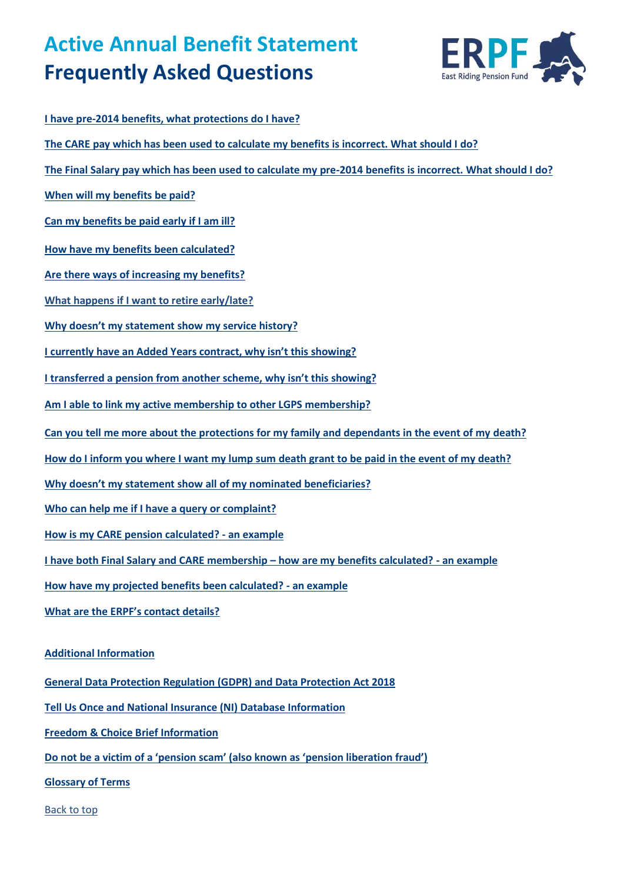# Active Annual Benefit Statement
# Frequently Asked Questions

East Riding Pension Fund

I have pre-2014 benefits, what protections do I have?

The CARE pay which has been used to calculate my benefits is incorrect. What should I do?

The Final Salary pay which has been used to calculate my pre-2014 benefits is incorrect. What should I do?

When will my benefits be paid?

Can my benefits be paid early if I am ill?

How have my benefits been calculated?

Are there ways of increasing my benefits?

What happens if I want to retire early/late?

Why doesn't my statement show my service history?

I currently have an Added Years contract, why isn't this showing?

I transferred a pension from another scheme, why isn't this showing?

Am I able to link my active membership to other LGPS membership?

Can you tell me more about the protections for my family and dependants in the event of my death?

How do I inform you where I want my lump sum death grant to be paid in the event of my death?

Why doesn't my statement show all of my nominated beneficiaries?

Who can help me if I have a query or complaint?

How is my CARE pension calculated? - an example

I have both Final Salary and CARE membership – how are my benefits calculated? - an example

How have my projected benefits been calculated? - an example

What are the ERPF's contact details?

**Additional Information**

General Data Protection Regulation (GDPR) and Data Protection Act 2018

Tell Us Once and National Insurance (NI) Database Information

Freedom & Choice Brief Information

Do not be a victim of a 'pension scam' (also known as 'pension liberation fraud')

Glossary of Terms

Back to top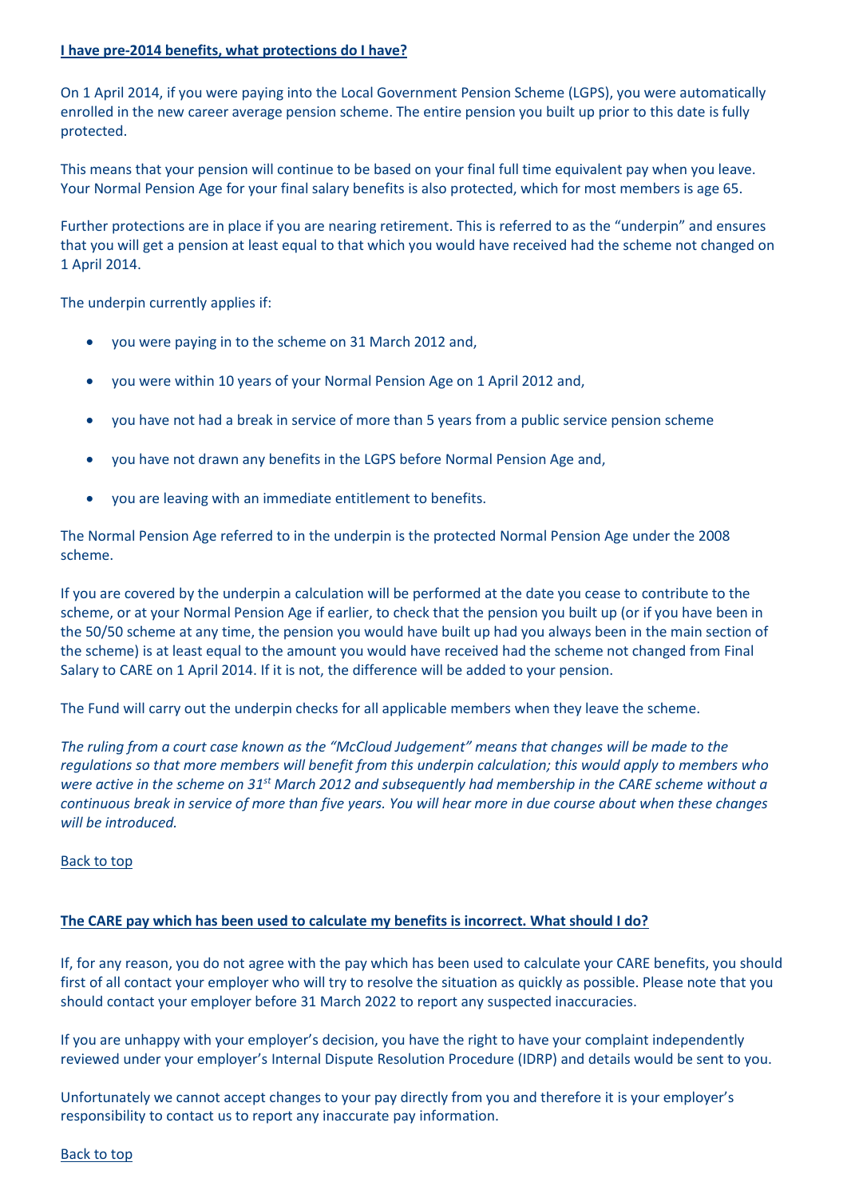## I have pre-2014 benefits, what protections do I have?

On 1 April 2014, if you were paying into the Local Government Pension Scheme (LGPS), you were automatically enrolled in the new career average pension scheme. The entire pension you built up prior to this date is fully protected.

This means that your pension will continue to be based on your final full time equivalent pay when you leave. Your Normal Pension Age for your final salary benefits is also protected, which for most members is age 65.

Further protections are in place if you are nearing retirement. This is referred to as the "underpin" and ensures that you will get a pension at least equal to that which you would have received had the scheme not changed on 1 April 2014.

The underpin currently applies if:

- you were paying in to the scheme on 31 March 2012 and,
- you were within 10 years of your Normal Pension Age on 1 April 2012 and,
- you have not had a break in service of more than 5 years from a public service pension scheme
- you have not drawn any benefits in the LGPS before Normal Pension Age and,
- you are leaving with an immediate entitlement to benefits.

The Normal Pension Age referred to in the underpin is the protected Normal Pension Age under the 2008 scheme.

If you are covered by the underpin a calculation will be performed at the date you cease to contribute to the scheme, or at your Normal Pension Age if earlier, to check that the pension you built up (or if you have been in the 50/50 scheme at any time, the pension you would have built up had you always been in the main section of the scheme) is at least equal to the amount you would have received had the scheme not changed from Final Salary to CARE on 1 April 2014. If it is not, the difference will be added to your pension.

The Fund will carry out the underpin checks for all applicable members when they leave the scheme.

*The ruling from a court case known as the "McCloud Judgement" means that changes will be made to the regulations so that more members will benefit from this underpin calculation; this would apply to members who were active in the scheme on 31st March 2012 and subsequently had membership in the CARE scheme without a continuous break in service of more than five years. You will hear more in due course about when these changes will be introduced.*

Back to top

## The CARE pay which has been used to calculate my benefits is incorrect. What should I do?

If, for any reason, you do not agree with the pay which has been used to calculate your CARE benefits, you should first of all contact your employer who will try to resolve the situation as quickly as possible. Please note that you should contact your employer before 31 March 2022 to report any suspected inaccuracies.

If you are unhappy with your employer's decision, you have the right to have your complaint independently reviewed under your employer's Internal Dispute Resolution Procedure (IDRP) and details would be sent to you.

Unfortunately we cannot accept changes to your pay directly from you and therefore it is your employer's responsibility to contact us to report any inaccurate pay information.

Back to top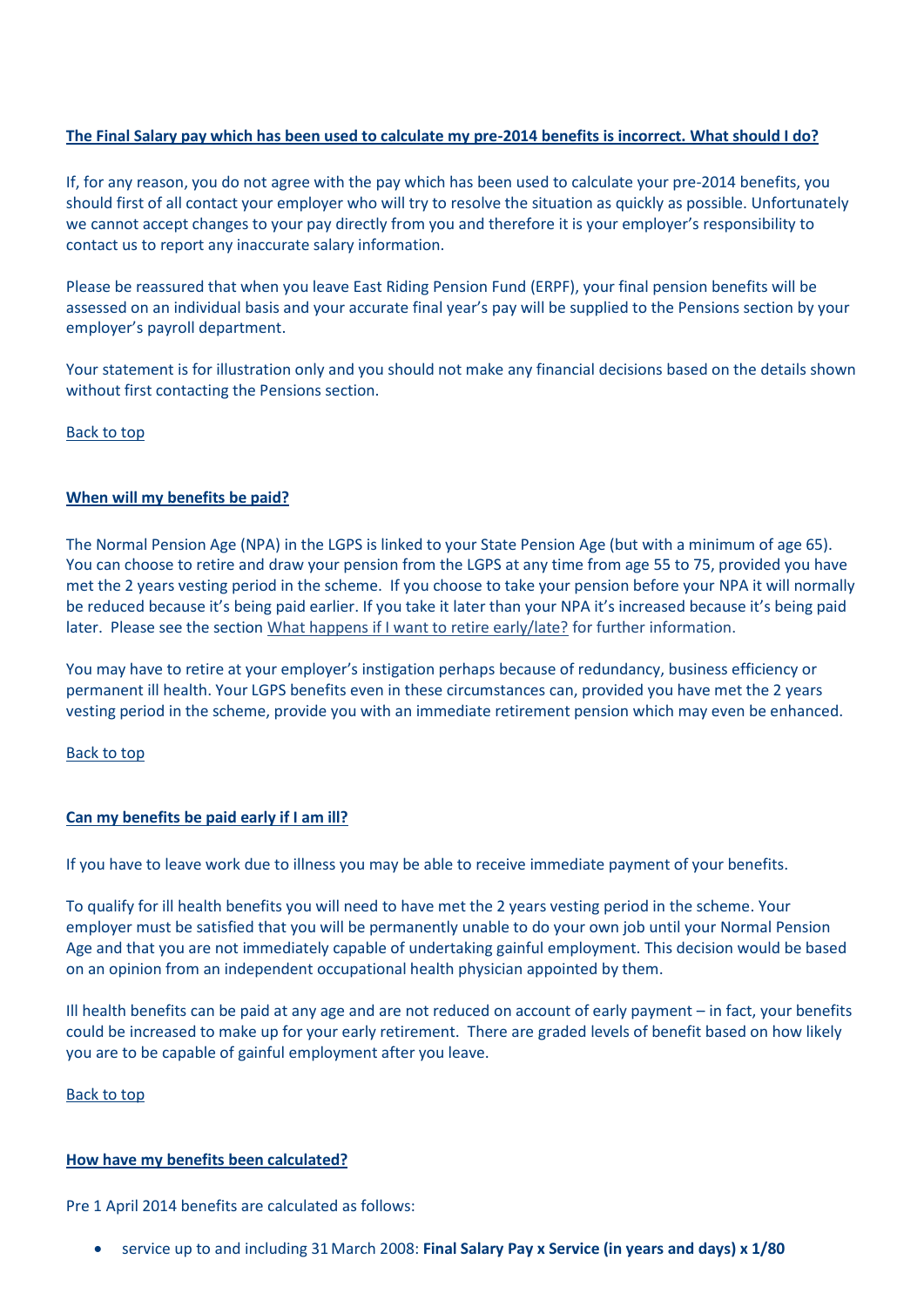## The Final Salary pay which has been used to calculate my pre-2014 benefits is incorrect. What should I do?

If, for any reason, you do not agree with the pay which has been used to calculate your pre-2014 benefits, you should first of all contact your employer who will try to resolve the situation as quickly as possible. Unfortunately we cannot accept changes to your pay directly from you and therefore it is your employer's responsibility to contact us to report any inaccurate salary information.

Please be reassured that when you leave East Riding Pension Fund (ERPF), your final pension benefits will be assessed on an individual basis and your accurate final year's pay will be supplied to the Pensions section by your employer's payroll department.

Your statement is for illustration only and you should not make any financial decisions based on the details shown without first contacting the Pensions section.

Back to top

## When will my benefits be paid?

The Normal Pension Age (NPA) in the LGPS is linked to your State Pension Age (but with a minimum of age 65). You can choose to retire and draw your pension from the LGPS at any time from age 55 to 75, provided you have met the 2 years vesting period in the scheme. If you choose to take your pension before your NPA it will normally be reduced because it's being paid earlier. If you take it later than your NPA it's increased because it's being paid later. Please see the section What happens if I want to retire early/late? for further information.

You may have to retire at your employer's instigation perhaps because of redundancy, business efficiency or permanent ill health. Your LGPS benefits even in these circumstances can, provided you have met the 2 years vesting period in the scheme, provide you with an immediate retirement pension which may even be enhanced.

Back to top

## Can my benefits be paid early if I am ill?

If you have to leave work due to illness you may be able to receive immediate payment of your benefits.

To qualify for ill health benefits you will need to have met the 2 years vesting period in the scheme. Your employer must be satisfied that you will be permanently unable to do your own job until your Normal Pension Age and that you are not immediately capable of undertaking gainful employment. This decision would be based on an opinion from an independent occupational health physician appointed by them.

Ill health benefits can be paid at any age and are not reduced on account of early payment – in fact, your benefits could be increased to make up for your early retirement. There are graded levels of benefit based on how likely you are to be capable of gainful employment after you leave.

Back to top

## How have my benefits been calculated?

Pre 1 April 2014 benefits are calculated as follows:

- service up to and including 31 March 2008: **Final Salary Pay x Service (in years and days) x 1/80**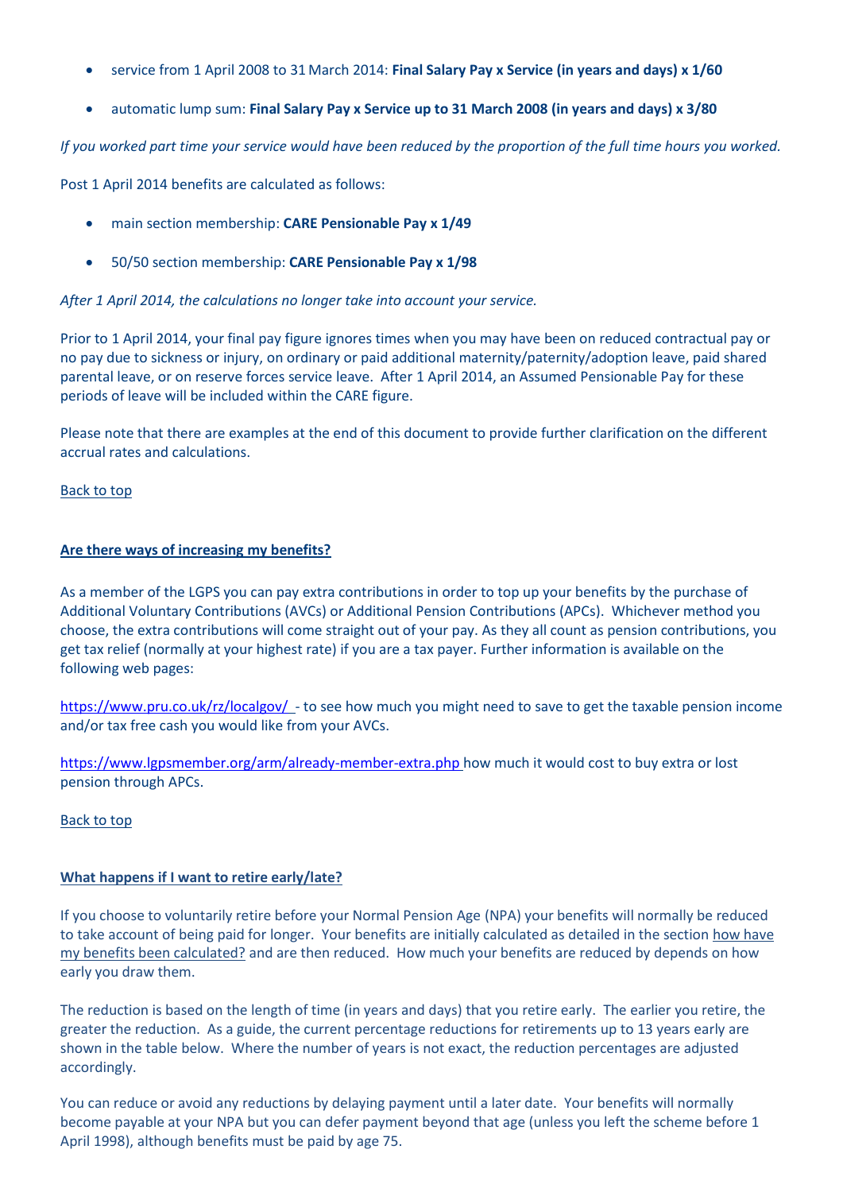- service from 1 April 2008 to 31 March 2014: **Final Salary Pay x Service (in years and days) x 1/60**
- automatic lump sum: **Final Salary Pay x Service up to 31 March 2008 (in years and days) x 3/80**

*If you worked part time your service would have been reduced by the proportion of the full time hours you worked.*

Post 1 April 2014 benefits are calculated as follows:

- main section membership: **CARE Pensionable Pay x 1/49**
- 50/50 section membership: **CARE Pensionable Pay x 1/98**

*After 1 April 2014, the calculations no longer take into account your service.*

Prior to 1 April 2014, your final pay figure ignores times when you may have been on reduced contractual pay or no pay due to sickness or injury, on ordinary or paid additional maternity/paternity/adoption leave, paid shared parental leave, or on reserve forces service leave. After 1 April 2014, an Assumed Pensionable Pay for these periods of leave will be included within the CARE figure.

Please note that there are examples at the end of this document to provide further clarification on the different accrual rates and calculations.

Back to top

## Are there ways of increasing my benefits?

As a member of the LGPS you can pay extra contributions in order to top up your benefits by the purchase of Additional Voluntary Contributions (AVCs) or Additional Pension Contributions (APCs). Whichever method you choose, the extra contributions will come straight out of your pay. As they all count as pension contributions, you get tax relief (normally at your highest rate) if you are a tax payer. Further information is available on the following web pages:

https://www.pru.co.uk/rz/localgov/ - to see how much you might need to save to get the taxable pension income and/or tax free cash you would like from your AVCs.

https://www.lgpsmember.org/arm/already-member-extra.php how much it would cost to buy extra or lost pension through APCs.

Back to top

## What happens if I want to retire early/late?

If you choose to voluntarily retire before your Normal Pension Age (NPA) your benefits will normally be reduced to take account of being paid for longer. Your benefits are initially calculated as detailed in the section how have my benefits been calculated? and are then reduced. How much your benefits are reduced by depends on how early you draw them.

The reduction is based on the length of time (in years and days) that you retire early. The earlier you retire, the greater the reduction. As a guide, the current percentage reductions for retirements up to 13 years early are shown in the table below. Where the number of years is not exact, the reduction percentages are adjusted accordingly.

You can reduce or avoid any reductions by delaying payment until a later date. Your benefits will normally become payable at your NPA but you can defer payment beyond that age (unless you left the scheme before 1 April 1998), although benefits must be paid by age 75.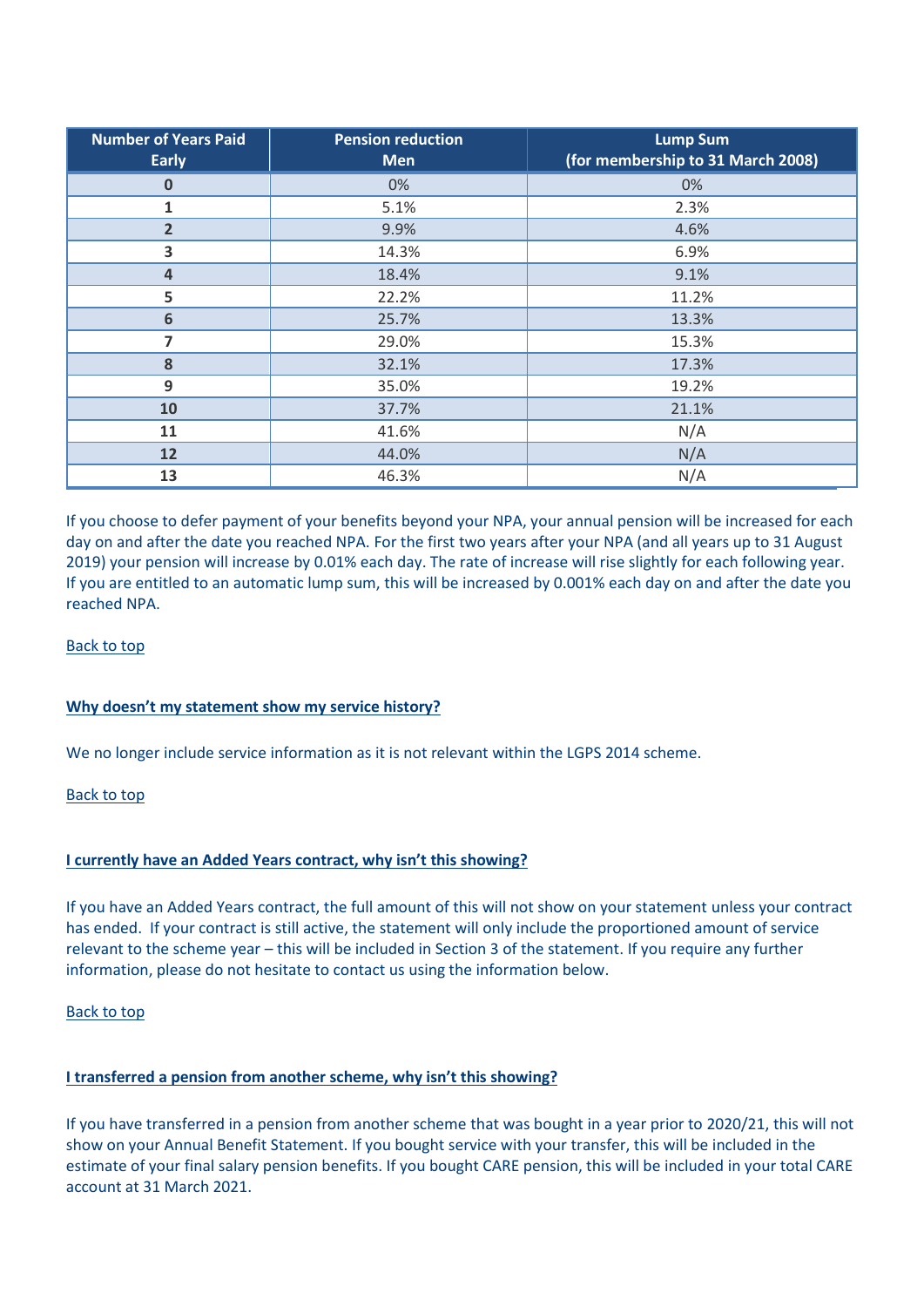| Number of Years Paid Early | Pension reduction Men | Lump Sum (for membership to 31 March 2008) |
|---|---|---|
| **0** | 0% | 0% |
| **1** | 5.1% | 2.3% |
| **2** | 9.9% | 4.6% |
| **3** | 14.3% | 6.9% |
| **4** | 18.4% | 9.1% |
| **5** | 22.2% | 11.2% |
| **6** | 25.7% | 13.3% |
| **7** | 29.0% | 15.3% |
| **8** | 32.1% | 17.3% |
| **9** | 35.0% | 19.2% |
| **10** | 37.7% | 21.1% |
| **11** | 41.6% | N/A |
| **12** | 44.0% | N/A |
| **13** | 46.3% | N/A |

If you choose to defer payment of your benefits beyond your NPA, your annual pension will be increased for each day on and after the date you reached NPA. For the first two years after your NPA (and all years up to 31 August 2019) your pension will increase by 0.01% each day. The rate of increase will rise slightly for each following year. If you are entitled to an automatic lump sum, this will be increased by 0.001% each day on and after the date you reached NPA.

Back to top

### Why doesn't my statement show my service history?

We no longer include service information as it is not relevant within the LGPS 2014 scheme.

Back to top

### I currently have an Added Years contract, why isn't this showing?

If you have an Added Years contract, the full amount of this will not show on your statement unless your contract has ended. If your contract is still active, the statement will only include the proportioned amount of service relevant to the scheme year – this will be included in Section 3 of the statement. If you require any further information, please do not hesitate to contact us using the information below.

Back to top

### I transferred a pension from another scheme, why isn't this showing?

If you have transferred in a pension from another scheme that was bought in a year prior to 2020/21, this will not show on your Annual Benefit Statement. If you bought service with your transfer, this will be included in the estimate of your final salary pension benefits. If you bought CARE pension, this will be included in your total CARE account at 31 March 2021.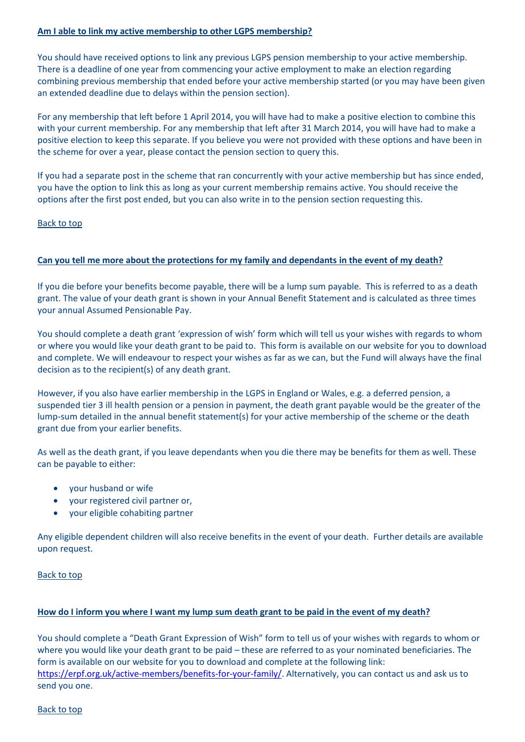**Am I able to link my active membership to other LGPS membership?**

You should have received options to link any previous LGPS pension membership to your active membership. There is a deadline of one year from commencing your active employment to make an election regarding combining previous membership that ended before your active membership started (or you may have been given an extended deadline due to delays within the pension section).

For any membership that left before 1 April 2014, you will have had to make a positive election to combine this with your current membership. For any membership that left after 31 March 2014, you will have had to make a positive election to keep this separate. If you believe you were not provided with these options and have been in the scheme for over a year, please contact the pension section to query this.

If you had a separate post in the scheme that ran concurrently with your active membership but has since ended, you have the option to link this as long as your current membership remains active. You should receive the options after the first post ended, but you can also write in to the pension section requesting this.

Back to top

**Can you tell me more about the protections for my family and dependants in the event of my death?**

If you die before your benefits become payable, there will be a lump sum payable. This is referred to as a death grant. The value of your death grant is shown in your Annual Benefit Statement and is calculated as three times your annual Assumed Pensionable Pay.

You should complete a death grant 'expression of wish' form which will tell us your wishes with regards to whom or where you would like your death grant to be paid to. This form is available on our website for you to download and complete. We will endeavour to respect your wishes as far as we can, but the Fund will always have the final decision as to the recipient(s) of any death grant.

However, if you also have earlier membership in the LGPS in England or Wales, e.g. a deferred pension, a suspended tier 3 ill health pension or a pension in payment, the death grant payable would be the greater of the lump-sum detailed in the annual benefit statement(s) for your active membership of the scheme or the death grant due from your earlier benefits.

As well as the death grant, if you leave dependants when you die there may be benefits for them as well. These can be payable to either:

- your husband or wife
- your registered civil partner or,
- your eligible cohabiting partner

Any eligible dependent children will also receive benefits in the event of your death. Further details are available upon request.

Back to top

**How do I inform you where I want my lump sum death grant to be paid in the event of my death?**

You should complete a "Death Grant Expression of Wish" form to tell us of your wishes with regards to whom or where you would like your death grant to be paid – these are referred to as your nominated beneficiaries. The form is available on our website for you to download and complete at the following link: https://erpf.org.uk/active-members/benefits-for-your-family/. Alternatively, you can contact us and ask us to send you one.

Back to top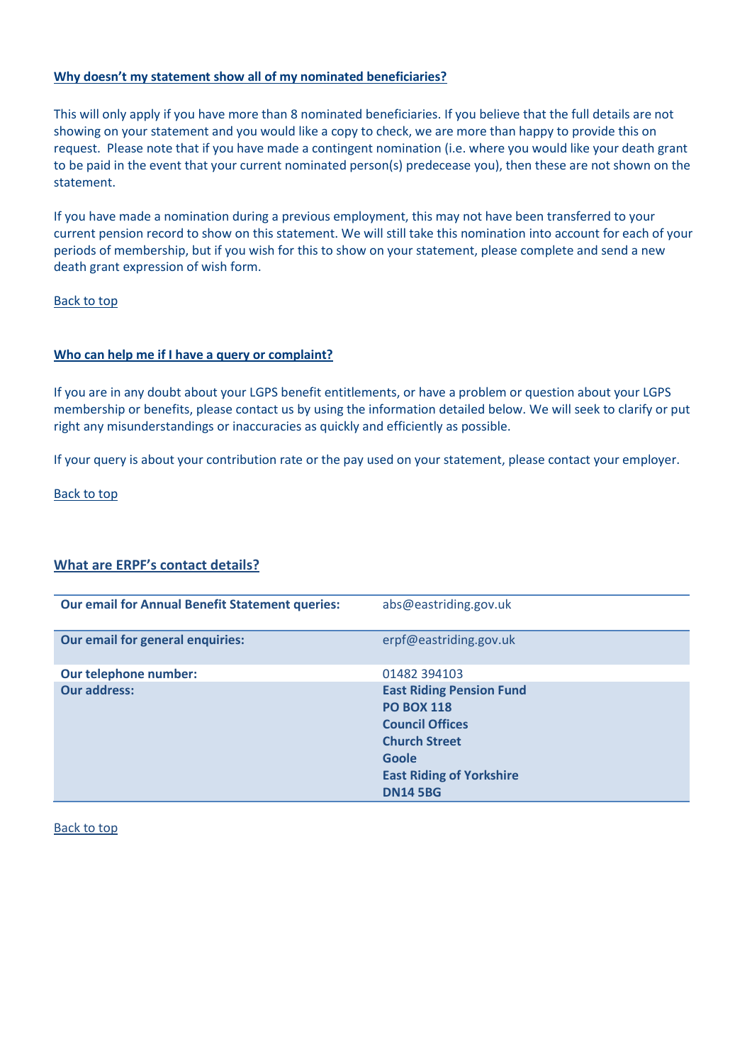### Why doesn't my statement show all of my nominated beneficiaries?

This will only apply if you have more than 8 nominated beneficiaries. If you believe that the full details are not showing on your statement and you would like a copy to check, we are more than happy to provide this on request. Please note that if you have made a contingent nomination (i.e. where you would like your death grant to be paid in the event that your current nominated person(s) predecease you), then these are not shown on the statement.

If you have made a nomination during a previous employment, this may not have been transferred to your current pension record to show on this statement. We will still take this nomination into account for each of your periods of membership, but if you wish for this to show on your statement, please complete and send a new death grant expression of wish form.

Back to top

### Who can help me if I have a query or complaint?

If you are in any doubt about your LGPS benefit entitlements, or have a problem or question about your LGPS membership or benefits, please contact us by using the information detailed below. We will seek to clarify or put right any misunderstandings or inaccuracies as quickly and efficiently as possible.

If your query is about your contribution rate or the pay used on your statement, please contact your employer.

Back to top

### What are ERPF's contact details?

| | |
|---|---|
| **Our email for Annual Benefit Statement queries:** | abs@eastriding.gov.uk |
| **Our email for general enquiries:** | erpf@eastriding.gov.uk |
| **Our telephone number:** | 01482 394103 |
| **Our address:** | **East Riding Pension Fund**<br>**PO BOX 118**<br>**Council Offices**<br>**Church Street**<br>**Goole**<br>**East Riding of Yorkshire**<br>**DN14 5BG** |

Back to top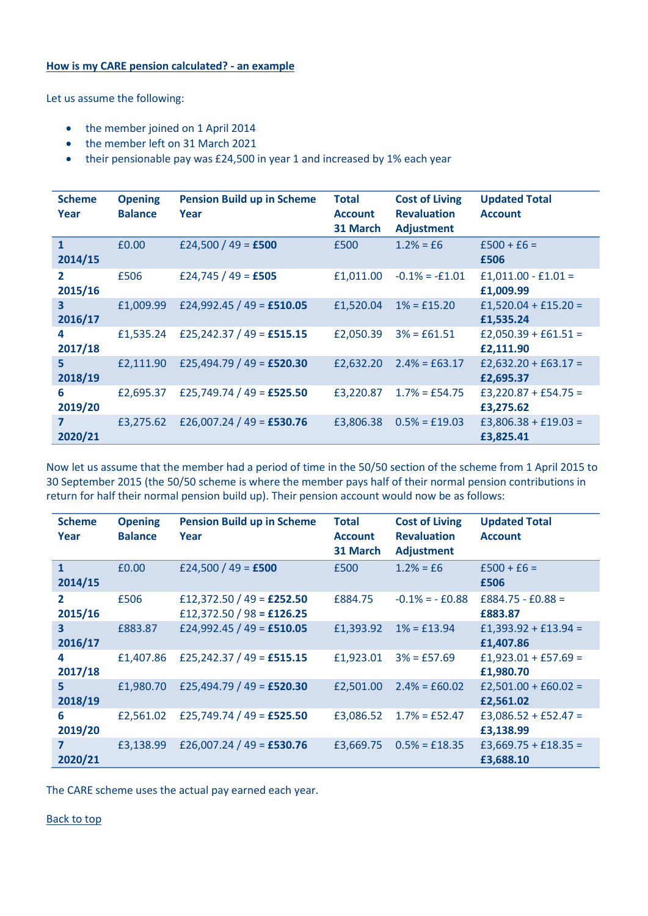**How is my CARE pension calculated? - an example**

Let us assume the following:

- the member joined on 1 April 2014
- the member left on 31 March 2021
- their pensionable pay was £24,500 in year 1 and increased by 1% each year

| Scheme Year | Opening Balance | Pension Build up in Scheme Year | Total Account 31 March | Cost of Living Revaluation Adjustment | Updated Total Account |
|---|---|---|---|---|---|
| **1 2014/15** | £0.00 | £24,500 / 49 = **£500** | £500 | 1.2% = £6 | £500 + £6 = **£506** |
| **2 2015/16** | £506 | £24,745 / 49 = **£505** | £1,011.00 | -0.1% = -£1.01 | £1,011.00 - £1.01 = **£1,009.99** |
| **3 2016/17** | £1,009.99 | £24,992.45 / 49 = **£510.05** | £1,520.04 | 1% = £15.20 | £1,520.04 + £15.20 = **£1,535.24** |
| **4 2017/18** | £1,535.24 | £25,242.37 / 49 = **£515.15** | £2,050.39 | 3% = £61.51 | £2,050.39 + £61.51 = **£2,111.90** |
| **5 2018/19** | £2,111.90 | £25,494.79 / 49 = **£520.30** | £2,632.20 | 2.4% = £63.17 | £2,632.20 + £63.17 = **£2,695.37** |
| **6 2019/20** | £2,695.37 | £25,749.74 / 49 = **£525.50** | £3,220.87 | 1.7% = £54.75 | £3,220.87 + £54.75 = **£3,275.62** |
| **7 2020/21** | £3,275.62 | £26,007.24 / 49 = **£530.76** | £3,806.38 | 0.5% = £19.03 | £3,806.38 + £19.03 = **£3,825.41** |

Now let us assume that the member had a period of time in the 50/50 section of the scheme from 1 April 2015 to 30 September 2015 (the 50/50 scheme is where the member pays half of their normal pension contributions in return for half their normal pension build up). Their pension account would now be as follows:

| Scheme Year | Opening Balance | Pension Build up in Scheme Year | Total Account 31 March | Cost of Living Revaluation Adjustment | Updated Total Account |
|---|---|---|---|---|---|
| **1 2014/15** | £0.00 | £24,500 / 49 = **£500** | £500 | 1.2% = £6 | £500 + £6 = **£506** |
| **2 2015/16** | £506 | £12,372.50 / 49 = **£252.50** £12,372.50 / 98 = **£126.25** | £884.75 | -0.1% = - £0.88 | £884.75 - £0.88 = **£883.87** |
| **3 2016/17** | £883.87 | £24,992.45 / 49 = **£510.05** | £1,393.92 | 1% = £13.94 | £1,393.92 + £13.94 = **£1,407.86** |
| **4 2017/18** | £1,407.86 | £25,242.37 / 49 = **£515.15** | £1,923.01 | 3% = £57.69 | £1,923.01 + £57.69 = **£1,980.70** |
| **5 2018/19** | £1,980.70 | £25,494.79 / 49 = **£520.30** | £2,501.00 | 2.4% = £60.02 | £2,501.00 + £60.02 = **£2,561.02** |
| **6 2019/20** | £2,561.02 | £25,749.74 / 49 = **£525.50** | £3,086.52 | 1.7% = £52.47 | £3,086.52 + £52.47 = **£3,138.99** |
| **7 2020/21** | £3,138.99 | £26,007.24 / 49 = **£530.76** | £3,669.75 | 0.5% = £18.35 | £3,669.75 + £18.35 = **£3,688.10** |

The CARE scheme uses the actual pay earned each year.

Back to top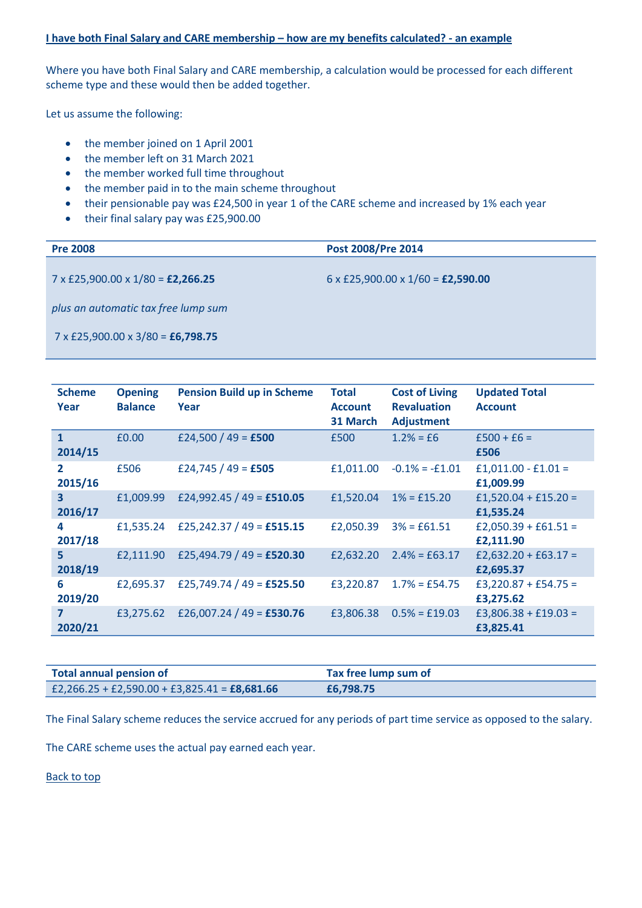## I have both Final Salary and CARE membership – how are my benefits calculated? - an example

Where you have both Final Salary and CARE membership, a calculation would be processed for each different scheme type and these would then be added together.

Let us assume the following:

- the member joined on 1 April 2001
- the member left on 31 March 2021
- the member worked full time throughout
- the member paid in to the main scheme throughout
- their pensionable pay was £24,500 in year 1 of the CARE scheme and increased by 1% each year
- their final salary pay was £25,900.00

| Pre 2008 | Post 2008/Pre 2014 |
|---|---|
| 7 x £25,900.00 x 1/80 = **£2,266.25** | 6 x £25,900.00 x 1/60 = **£2,590.00** |
| *plus an automatic tax free lump sum* | |
| 7 x £25,900.00 x 3/80 = **£6,798.75** | |

| Scheme Year | Opening Balance | Pension Build up in Scheme Year | Total Account 31 March | Cost of Living Revaluation Adjustment | Updated Total Account |
|---|---|---|---|---|---|
| **1 2014/15** | £0.00 | £24,500 / 49 = **£500** | £500 | 1.2% = £6 | £500 + £6 = **£506** |
| **2 2015/16** | £506 | £24,745 / 49 = **£505** | £1,011.00 | -0.1% = -£1.01 | £1,011.00 - £1.01 = **£1,009.99** |
| **3 2016/17** | £1,009.99 | £24,992.45 / 49 = **£510.05** | £1,520.04 | 1% = £15.20 | £1,520.04 + £15.20 = **£1,535.24** |
| **4 2017/18** | £1,535.24 | £25,242.37 / 49 = **£515.15** | £2,050.39 | 3% = £61.51 | £2,050.39 + £61.51 = **£2,111.90** |
| **5 2018/19** | £2,111.90 | £25,494.79 / 49 = **£520.30** | £2,632.20 | 2.4% = £63.17 | £2,632.20 + £63.17 = **£2,695.37** |
| **6 2019/20** | £2,695.37 | £25,749.74 / 49 = **£525.50** | £3,220.87 | 1.7% = £54.75 | £3,220.87 + £54.75 = **£3,275.62** |
| **7 2020/21** | £3,275.62 | £26,007.24 / 49 = **£530.76** | £3,806.38 | 0.5% = £19.03 | £3,806.38 + £19.03 = **£3,825.41** |

| Total annual pension of | Tax free lump sum of |
|---|---|
| £2,266.25 + £2,590.00 + £3,825.41 = **£8,681.66** | **£6,798.75** |

The Final Salary scheme reduces the service accrued for any periods of part time service as opposed to the salary.

The CARE scheme uses the actual pay earned each year.

Back to top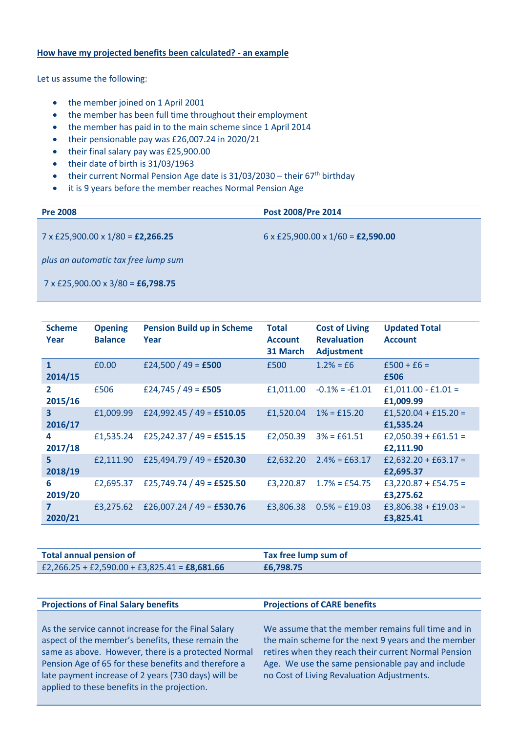**How have my projected benefits been calculated? - an example**

Let us assume the following:

- the member joined on 1 April 2001
- the member has been full time throughout their employment
- the member has paid in to the main scheme since 1 April 2014
- their pensionable pay was £26,007.24 in 2020/21
- their final salary pay was £25,900.00
- their date of birth is 31/03/1963
- their current Normal Pension Age date is 31/03/2030 – their 67th birthday
- it is 9 years before the member reaches Normal Pension Age

| Pre 2008 | Post 2008/Pre 2014 |
|---|---|
| 7 x £25,900.00 x 1/80 = **£2,266.25**<br><br>*plus an automatic tax free lump sum*<br><br>7 x £25,900.00 x 3/80 = **£6,798.75** | 6 x £25,900.00 x 1/60 = **£2,590.00** |

| Scheme Year | Opening Balance | Pension Build up in Scheme Year | Total Account 31 March | Cost of Living Revaluation Adjustment | Updated Total Account |
|---|---|---|---|---|---|
| **1 2014/15** | £0.00 | £24,500 / 49 = **£500** | £500 | 1.2% = £6 | £500 + £6 = **£506** |
| **2 2015/16** | £506 | £24,745 / 49 = **£505** | £1,011.00 | -0.1% = -£1.01 | £1,011.00 - £1.01 = **£1,009.99** |
| **3 2016/17** | £1,009.99 | £24,992.45 / 49 = **£510.05** | £1,520.04 | 1% = £15.20 | £1,520.04 + £15.20 = **£1,535.24** |
| **4 2017/18** | £1,535.24 | £25,242.37 / 49 = **£515.15** | £2,050.39 | 3% = £61.51 | £2,050.39 + £61.51 = **£2,111.90** |
| **5 2018/19** | £2,111.90 | £25,494.79 / 49 = **£520.30** | £2,632.20 | 2.4% = £63.17 | £2,632.20 + £63.17 = **£2,695.37** |
| **6 2019/20** | £2,695.37 | £25,749.74 / 49 = **£525.50** | £3,220.87 | 1.7% = £54.75 | £3,220.87 + £54.75 = **£3,275.62** |
| **7 2020/21** | £3,275.62 | £26,007.24 / 49 = **£530.76** | £3,806.38 | 0.5% = £19.03 | £3,806.38 + £19.03 = **£3,825.41** |

| Total annual pension of | Tax free lump sum of |
|---|---|
| £2,266.25 + £2,590.00 + £3,825.41 = **£8,681.66** | **£6,798.75** |

| Projections of Final Salary benefits | Projections of CARE benefits |
|---|---|
| As the service cannot increase for the Final Salary aspect of the member's benefits, these remain the same as above. However, there is a protected Normal Pension Age of 65 for these benefits and therefore a late payment increase of 2 years (730 days) will be applied to these benefits in the projection. | We assume that the member remains full time and in the main scheme for the next 9 years and the member retires when they reach their current Normal Pension Age. We use the same pensionable pay and include no Cost of Living Revaluation Adjustments. |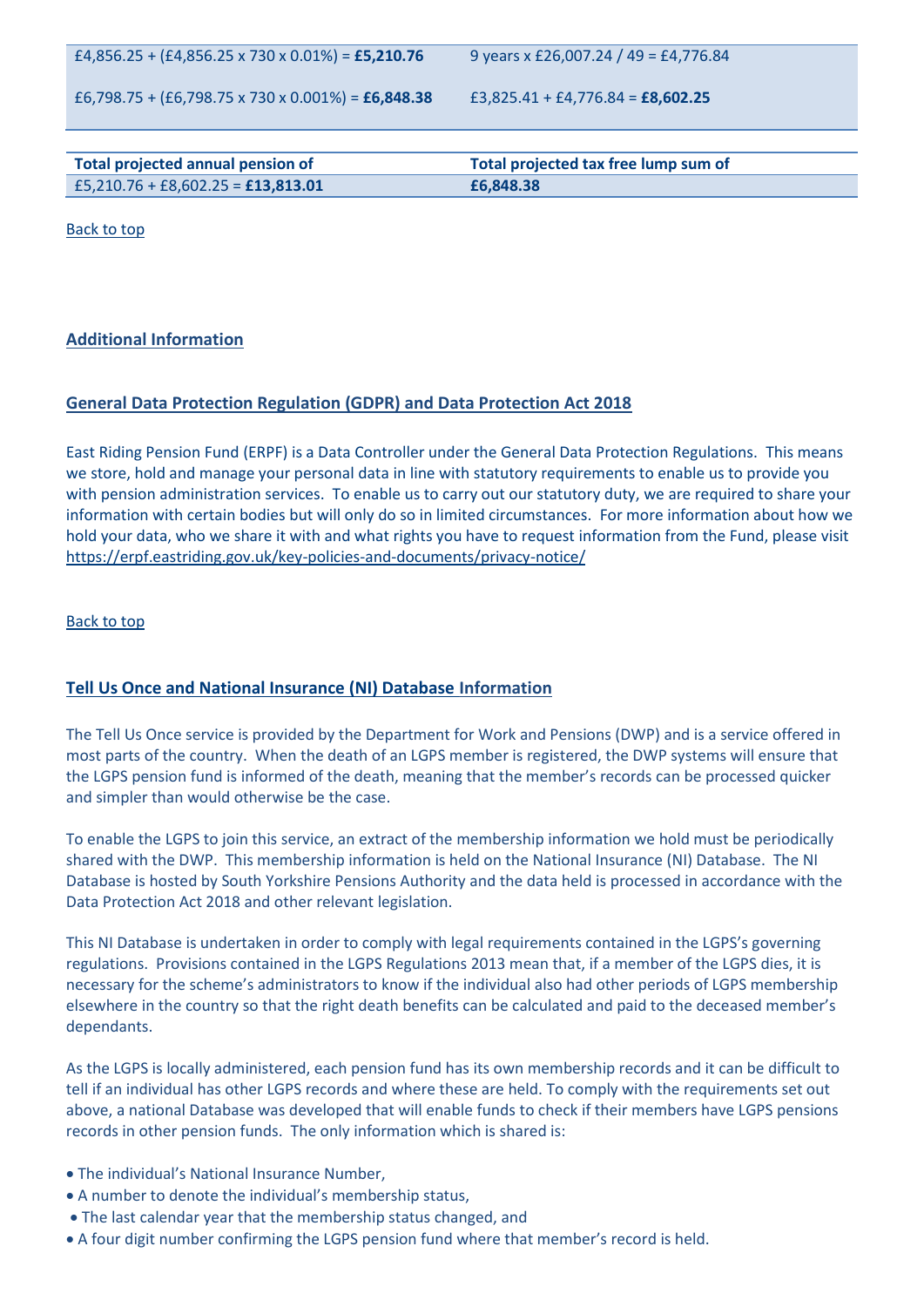| | |
|---|---|
| £4,856.25 + (£4,856.25 x 730 x 0.01%) = **£5,210.76** | 9 years x £26,007.24 / 49 = £4,776.84 |
| £6,798.75 + (£6,798.75 x 730 x 0.001%) = **£6,848.38** | £3,825.41 + £4,776.84 = **£8,602.25** |

| **Total projected annual pension of** | **Total projected tax free lump sum of** |
|---|---|
| £5,210.76 + £8,602.25 = **£13,813.01** | **£6,848.38** |

Back to top

## Additional Information

### General Data Protection Regulation (GDPR) and Data Protection Act 2018

East Riding Pension Fund (ERPF) is a Data Controller under the General Data Protection Regulations. This means we store, hold and manage your personal data in line with statutory requirements to enable us to provide you with pension administration services. To enable us to carry out our statutory duty, we are required to share your information with certain bodies but will only do so in limited circumstances. For more information about how we hold your data, who we share it with and what rights you have to request information from the Fund, please visit https://erpf.eastriding.gov.uk/key-policies-and-documents/privacy-notice/

Back to top

### Tell Us Once and National Insurance (NI) Database Information

The Tell Us Once service is provided by the Department for Work and Pensions (DWP) and is a service offered in most parts of the country. When the death of an LGPS member is registered, the DWP systems will ensure that the LGPS pension fund is informed of the death, meaning that the member's records can be processed quicker and simpler than would otherwise be the case.

To enable the LGPS to join this service, an extract of the membership information we hold must be periodically shared with the DWP. This membership information is held on the National Insurance (NI) Database. The NI Database is hosted by South Yorkshire Pensions Authority and the data held is processed in accordance with the Data Protection Act 2018 and other relevant legislation.

This NI Database is undertaken in order to comply with legal requirements contained in the LGPS's governing regulations. Provisions contained in the LGPS Regulations 2013 mean that, if a member of the LGPS dies, it is necessary for the scheme's administrators to know if the individual also had other periods of LGPS membership elsewhere in the country so that the right death benefits can be calculated and paid to the deceased member's dependants.

As the LGPS is locally administered, each pension fund has its own membership records and it can be difficult to tell if an individual has other LGPS records and where these are held. To comply with the requirements set out above, a national Database was developed that will enable funds to check if their members have LGPS pensions records in other pension funds. The only information which is shared is:

- The individual's National Insurance Number,
- A number to denote the individual's membership status,
- The last calendar year that the membership status changed, and
- A four digit number confirming the LGPS pension fund where that member's record is held.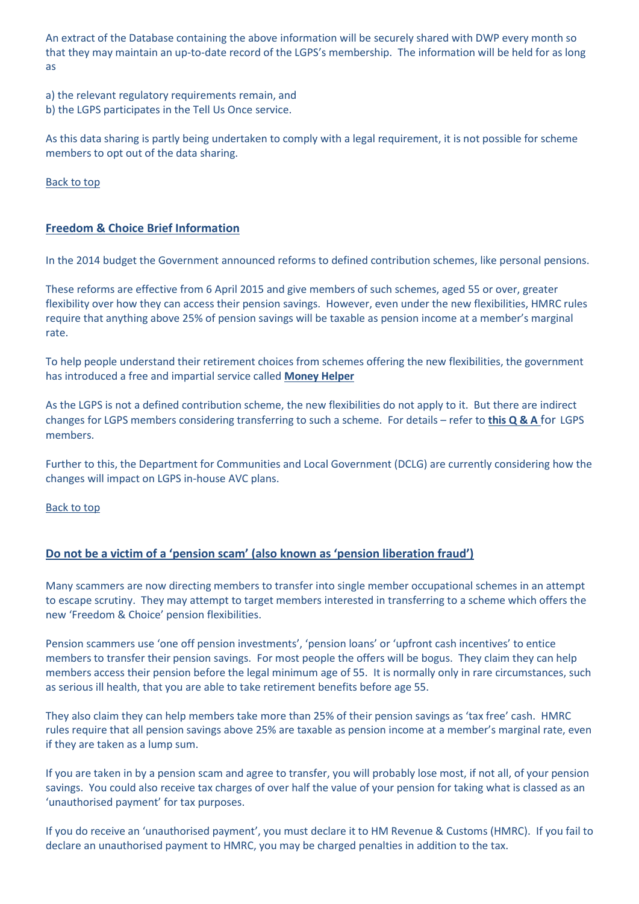An extract of the Database containing the above information will be securely shared with DWP every month so that they may maintain an up-to-date record of the LGPS's membership. The information will be held for as long as

a) the relevant regulatory requirements remain, and
b) the LGPS participates in the Tell Us Once service.

As this data sharing is partly being undertaken to comply with a legal requirement, it is not possible for scheme members to opt out of the data sharing.

Back to top

## Freedom & Choice Brief Information

In the 2014 budget the Government announced reforms to defined contribution schemes, like personal pensions.

These reforms are effective from 6 April 2015 and give members of such schemes, aged 55 or over, greater flexibility over how they can access their pension savings. However, even under the new flexibilities, HMRC rules require that anything above 25% of pension savings will be taxable as pension income at a member's marginal rate.

To help people understand their retirement choices from schemes offering the new flexibilities, the government has introduced a free and impartial service called **Money Helper**

As the LGPS is not a defined contribution scheme, the new flexibilities do not apply to it. But there are indirect changes for LGPS members considering transferring to such a scheme. For details – refer to **this Q & A** for LGPS members.

Further to this, the Department for Communities and Local Government (DCLG) are currently considering how the changes will impact on LGPS in-house AVC plans.

Back to top

## Do not be a victim of a 'pension scam' (also known as 'pension liberation fraud')

Many scammers are now directing members to transfer into single member occupational schemes in an attempt to escape scrutiny. They may attempt to target members interested in transferring to a scheme which offers the new 'Freedom & Choice' pension flexibilities.

Pension scammers use 'one off pension investments', 'pension loans' or 'upfront cash incentives' to entice members to transfer their pension savings. For most people the offers will be bogus. They claim they can help members access their pension before the legal minimum age of 55. It is normally only in rare circumstances, such as serious ill health, that you are able to take retirement benefits before age 55.

They also claim they can help members take more than 25% of their pension savings as 'tax free' cash. HMRC rules require that all pension savings above 25% are taxable as pension income at a member's marginal rate, even if they are taken as a lump sum.

If you are taken in by a pension scam and agree to transfer, you will probably lose most, if not all, of your pension savings. You could also receive tax charges of over half the value of your pension for taking what is classed as an 'unauthorised payment' for tax purposes.

If you do receive an 'unauthorised payment', you must declare it to HM Revenue & Customs (HMRC). If you fail to declare an unauthorised payment to HMRC, you may be charged penalties in addition to the tax.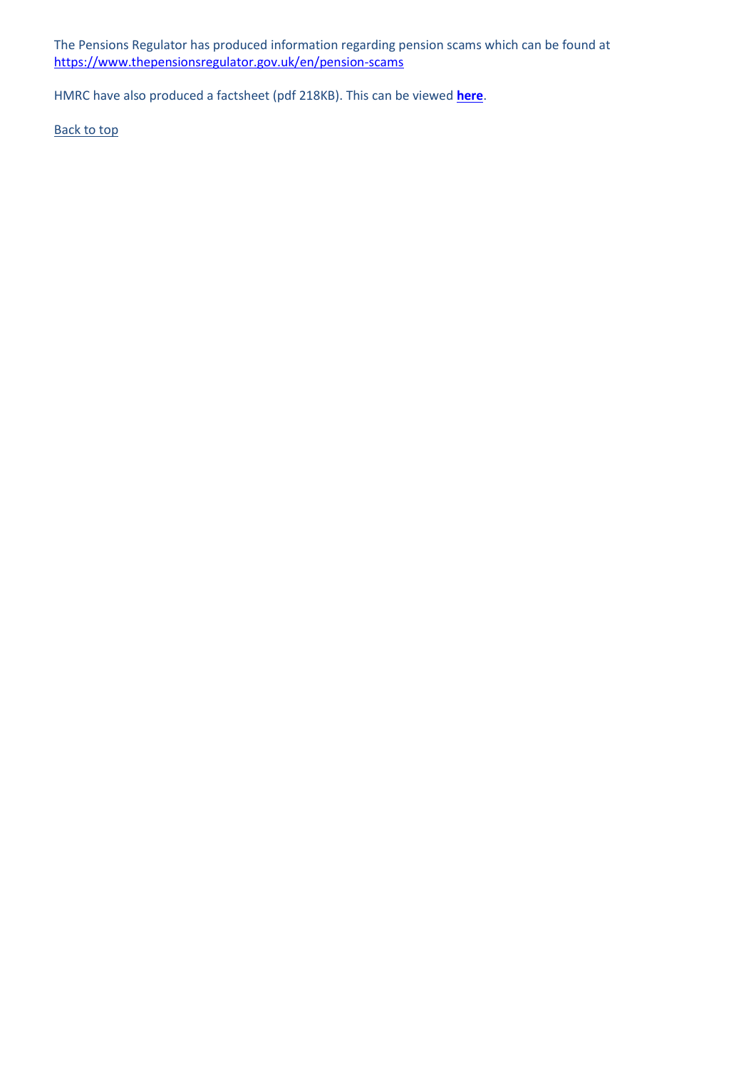The Pensions Regulator has produced information regarding pension scams which can be found at https://www.thepensionsregulator.gov.uk/en/pension-scams

HMRC have also produced a factsheet (pdf 218KB). This can be viewed **here**.

Back to top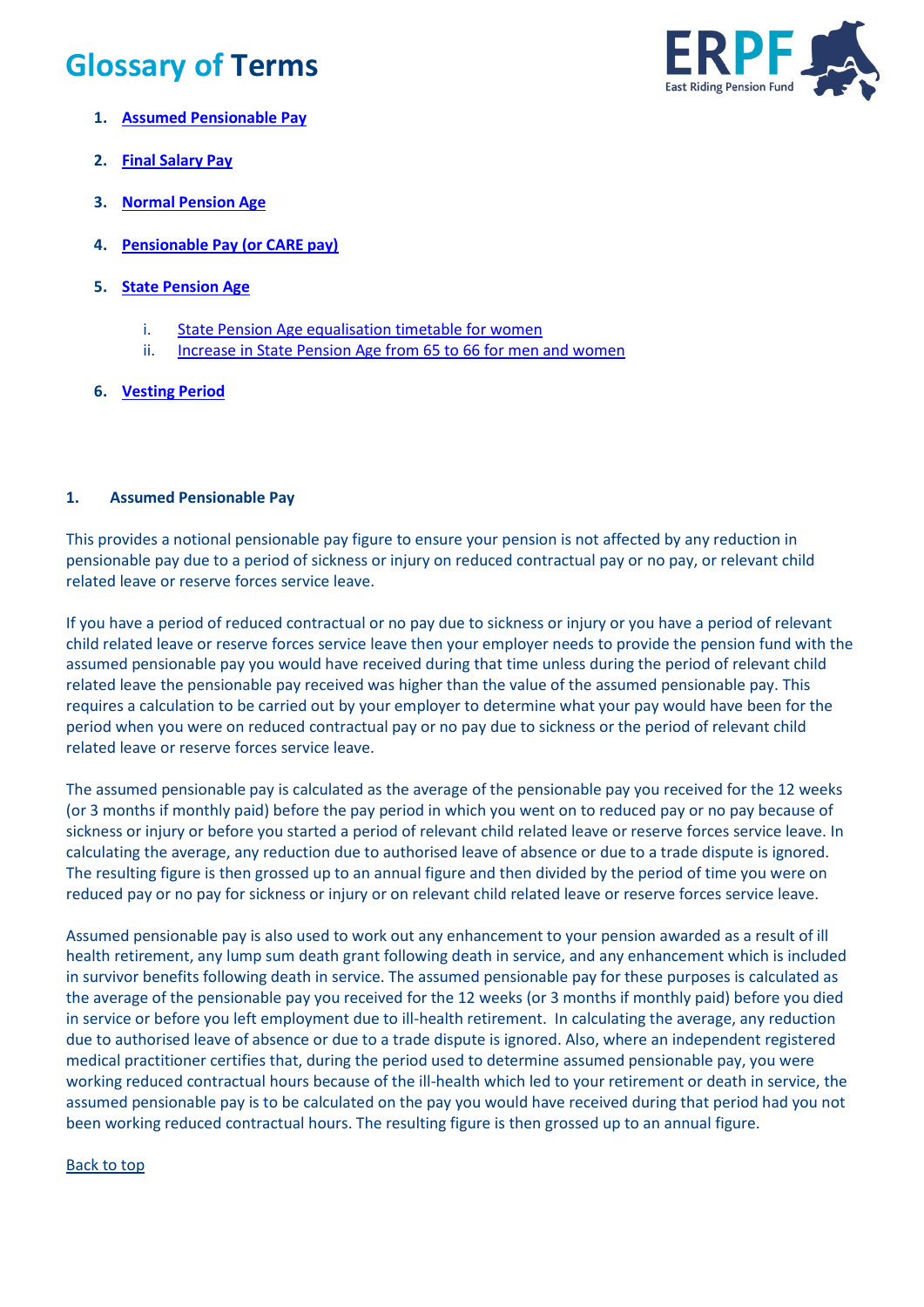# Glossary of Terms

1. **Assumed Pensionable Pay**
2. **Final Salary Pay**
3. **Normal Pension Age**
4. **Pensionable Pay (or CARE pay)**
5. **State Pension Age**
   i. State Pension Age equalisation timetable for women
   ii. Increase in State Pension Age from 65 to 66 for men and women
6. **Vesting Period**

### 1. Assumed Pensionable Pay

This provides a notional pensionable pay figure to ensure your pension is not affected by any reduction in pensionable pay due to a period of sickness or injury on reduced contractual pay or no pay, or relevant child related leave or reserve forces service leave.

If you have a period of reduced contractual or no pay due to sickness or injury or you have a period of relevant child related leave or reserve forces service leave then your employer needs to provide the pension fund with the assumed pensionable pay you would have received during that time unless during the period of relevant child related leave the pensionable pay received was higher than the value of the assumed pensionable pay. This requires a calculation to be carried out by your employer to determine what your pay would have been for the period when you were on reduced contractual pay or no pay due to sickness or the period of relevant child related leave or reserve forces service leave.

The assumed pensionable pay is calculated as the average of the pensionable pay you received for the 12 weeks (or 3 months if monthly paid) before the pay period in which you went on to reduced pay or no pay because of sickness or injury or before you started a period of relevant child related leave or reserve forces service leave. In calculating the average, any reduction due to authorised leave of absence or due to a trade dispute is ignored. The resulting figure is then grossed up to an annual figure and then divided by the period of time you were on reduced pay or no pay for sickness or injury or on relevant child related leave or reserve forces service leave.

Assumed pensionable pay is also used to work out any enhancement to your pension awarded as a result of ill health retirement, any lump sum death grant following death in service, and any enhancement which is included in survivor benefits following death in service. The assumed pensionable pay for these purposes is calculated as the average of the pensionable pay you received for the 12 weeks (or 3 months if monthly paid) before you died in service or before you left employment due to ill-health retirement. In calculating the average, any reduction due to authorised leave of absence or due to a trade dispute is ignored. Also, where an independent registered medical practitioner certifies that, during the period used to determine assumed pensionable pay, you were working reduced contractual hours because of the ill-health which led to your retirement or death in service, the assumed pensionable pay is to be calculated on the pay you would have received during that period had you not been working reduced contractual hours. The resulting figure is then grossed up to an annual figure.

Back to top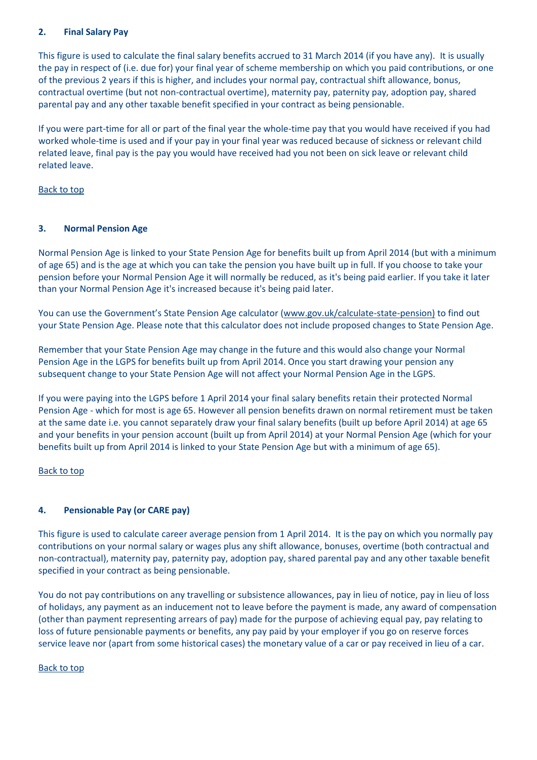## 2. Final Salary Pay

This figure is used to calculate the final salary benefits accrued to 31 March 2014 (if you have any). It is usually the pay in respect of (i.e. due for) your final year of scheme membership on which you paid contributions, or one of the previous 2 years if this is higher, and includes your normal pay, contractual shift allowance, bonus, contractual overtime (but not non-contractual overtime), maternity pay, paternity pay, adoption pay, shared parental pay and any other taxable benefit specified in your contract as being pensionable.

If you were part-time for all or part of the final year the whole-time pay that you would have received if you had worked whole-time is used and if your pay in your final year was reduced because of sickness or relevant child related leave, final pay is the pay you would have received had you not been on sick leave or relevant child related leave.

Back to top

## 3. Normal Pension Age

Normal Pension Age is linked to your State Pension Age for benefits built up from April 2014 (but with a minimum of age 65) and is the age at which you can take the pension you have built up in full. If you choose to take your pension before your Normal Pension Age it will normally be reduced, as it's being paid earlier. If you take it later than your Normal Pension Age it's increased because it's being paid later.

You can use the Government's State Pension Age calculator (www.gov.uk/calculate-state-pension) to find out your State Pension Age. Please note that this calculator does not include proposed changes to State Pension Age.

Remember that your State Pension Age may change in the future and this would also change your Normal Pension Age in the LGPS for benefits built up from April 2014. Once you start drawing your pension any subsequent change to your State Pension Age will not affect your Normal Pension Age in the LGPS.

If you were paying into the LGPS before 1 April 2014 your final salary benefits retain their protected Normal Pension Age - which for most is age 65. However all pension benefits drawn on normal retirement must be taken at the same date i.e. you cannot separately draw your final salary benefits (built up before April 2014) at age 65 and your benefits in your pension account (built up from April 2014) at your Normal Pension Age (which for your benefits built up from April 2014 is linked to your State Pension Age but with a minimum of age 65).

Back to top

## 4. Pensionable Pay (or CARE pay)

This figure is used to calculate career average pension from 1 April 2014. It is the pay on which you normally pay contributions on your normal salary or wages plus any shift allowance, bonuses, overtime (both contractual and non-contractual), maternity pay, paternity pay, adoption pay, shared parental pay and any other taxable benefit specified in your contract as being pensionable.

You do not pay contributions on any travelling or subsistence allowances, pay in lieu of notice, pay in lieu of loss of holidays, any payment as an inducement not to leave before the payment is made, any award of compensation (other than payment representing arrears of pay) made for the purpose of achieving equal pay, pay relating to loss of future pensionable payments or benefits, any pay paid by your employer if you go on reserve forces service leave nor (apart from some historical cases) the monetary value of a car or pay received in lieu of a car.

Back to top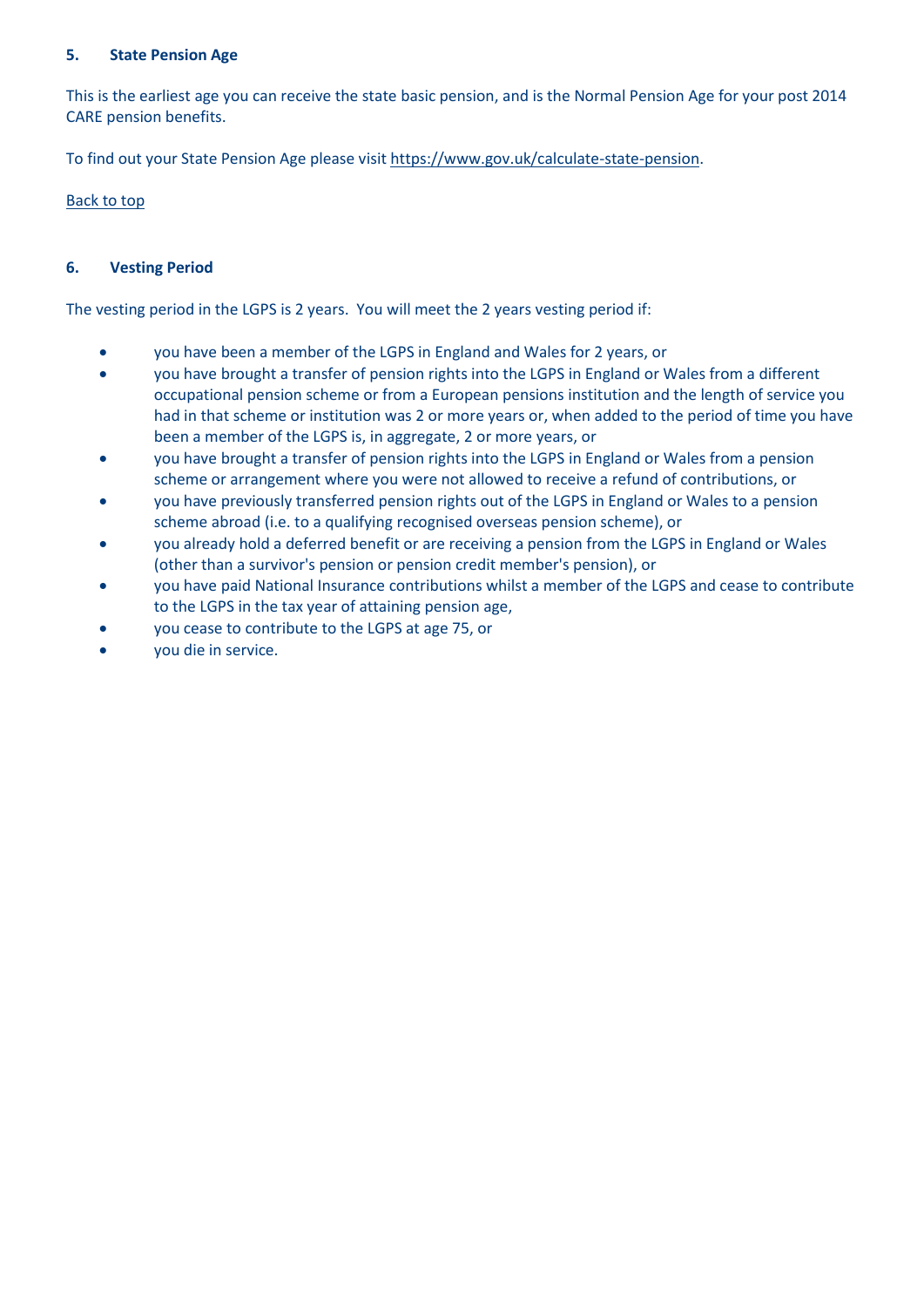## 5. State Pension Age

This is the earliest age you can receive the state basic pension, and is the Normal Pension Age for your post 2014 CARE pension benefits.

To find out your State Pension Age please visit https://www.gov.uk/calculate-state-pension.

Back to top

## 6. Vesting Period

The vesting period in the LGPS is 2 years. You will meet the 2 years vesting period if:

- you have been a member of the LGPS in England and Wales for 2 years, or
- you have brought a transfer of pension rights into the LGPS in England or Wales from a different occupational pension scheme or from a European pensions institution and the length of service you had in that scheme or institution was 2 or more years or, when added to the period of time you have been a member of the LGPS is, in aggregate, 2 or more years, or
- you have brought a transfer of pension rights into the LGPS in England or Wales from a pension scheme or arrangement where you were not allowed to receive a refund of contributions, or
- you have previously transferred pension rights out of the LGPS in England or Wales to a pension scheme abroad (i.e. to a qualifying recognised overseas pension scheme), or
- you already hold a deferred benefit or are receiving a pension from the LGPS in England or Wales (other than a survivor's pension or pension credit member's pension), or
- you have paid National Insurance contributions whilst a member of the LGPS and cease to contribute to the LGPS in the tax year of attaining pension age,
- you cease to contribute to the LGPS at age 75, or
- you die in service.